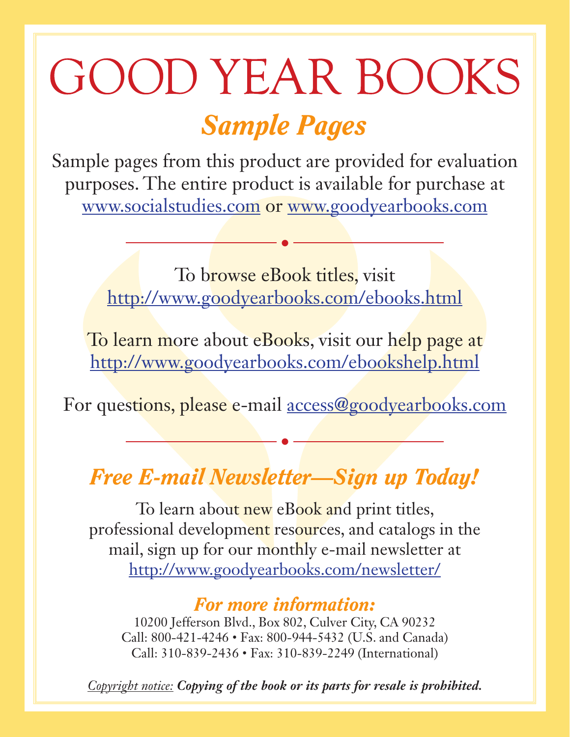# GOOD YEAR BOOKS

## *Sample Pages*

Sample pages from this product are provided for evaluation purposes. The entire product is available for purchase at www.socialstudies.com or www.goodyearbooks.com

---

To browse eBook titles, visit
http://www.goodyearbooks.com/ebooks.html

To learn more about eBooks, visit our help page at
http://www.goodyearbooks.com/ebookshelp.html

For questions, please e-mail access@goodyearbooks.com

---

## *Free E-mail Newsletter—Sign up Today!*

To learn about new eBook and print titles, professional development resources, and catalogs in the mail, sign up for our monthly e-mail newsletter at
http://www.goodyearbooks.com/newsletter/

### *For more information:*

10200 Jefferson Blvd., Box 802, Culver City, CA 90232
Call: 800-421-4246 • Fax: 800-944-5432 (U.S. and Canada)
Call: 310-839-2436 • Fax: 310-839-2249 (International)

Copyright notice: ***Copying of the book or its parts for resale is prohibited.***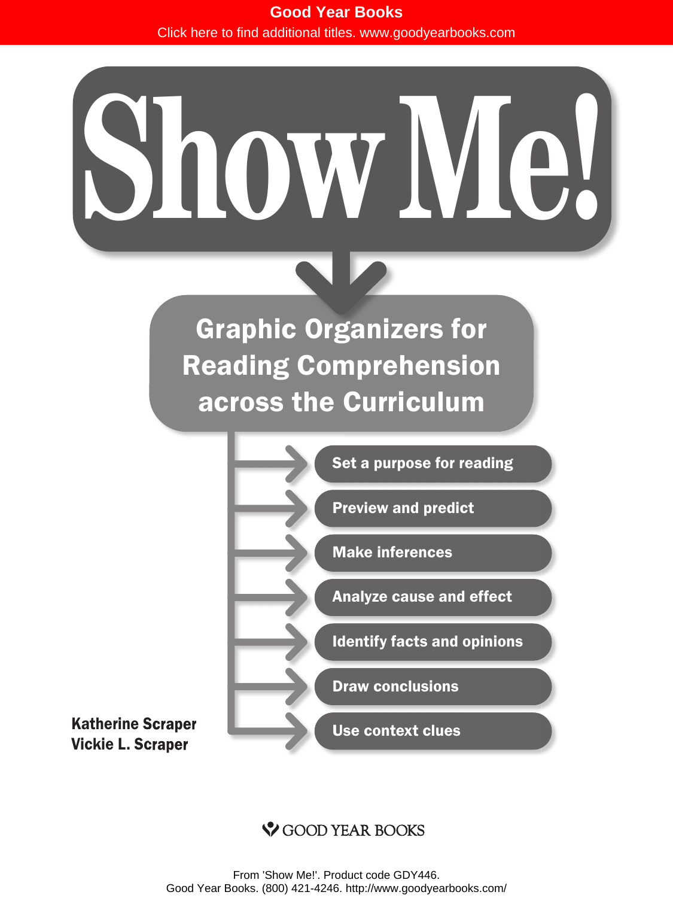Good Year Books

Click here to find additional titles. www.goodyearbooks.com

# Show Me!

## Graphic Organizers for Reading Comprehension across the Curriculum

- Set a purpose for reading
- Preview and predict
- Make inferences
- Analyze cause and effect
- Identify facts and opinions
- Draw conclusions
- Use context clues

**Katherine Scraper**
**Vickie L. Scraper**

GOOD YEAR BOOKS

From 'Show Me!'. Product code GDY446.
Good Year Books. (800) 421-4246. http://www.goodyearbooks.com/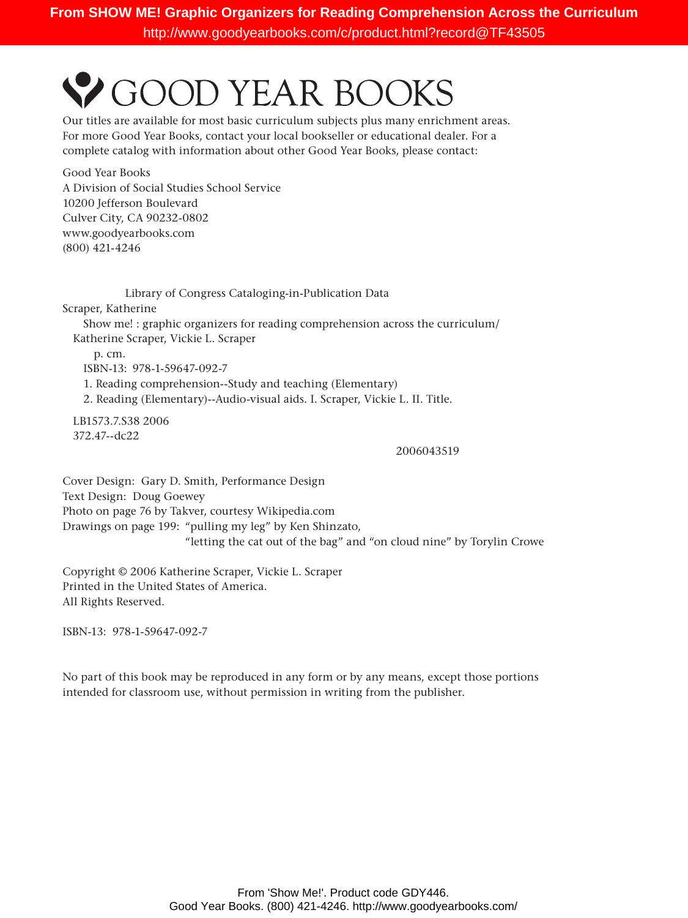# GOOD YEAR BOOKS

Our titles are available for most basic curriculum subjects plus many enrichment areas. For more Good Year Books, contact your local bookseller or educational dealer. For a complete catalog with information about other Good Year Books, please contact:

Good Year Books
A Division of Social Studies School Service
10200 Jefferson Boulevard
Culver City, CA 90232-0802
www.goodyearbooks.com
(800) 421-4246

Library of Congress Cataloging-in-Publication Data

Scraper, Katherine
Show me! : graphic organizers for reading comprehension across the curriculum/
Katherine Scraper, Vickie L. Scraper
p. cm.
ISBN-13: 978-1-59647-092-7
1. Reading comprehension--Study and teaching (Elementary)
2. Reading (Elementary)--Audio-visual aids. I. Scraper, Vickie L. II. Title.

LB1573.7.S38 2006
372.47--dc22

2006043519

Cover Design: Gary D. Smith, Performance Design
Text Design: Doug Goewey
Photo on page 76 by Takver, courtesy Wikipedia.com
Drawings on page 199: "pulling my leg" by Ken Shinzato,
"letting the cat out of the bag" and "on cloud nine" by Torylin Crowe

Copyright © 2006 Katherine Scraper, Vickie L. Scraper
Printed in the United States of America.
All Rights Reserved.

ISBN-13: 978-1-59647-092-7

No part of this book may be reproduced in any form or by any means, except those portions intended for classroom use, without permission in writing from the publisher.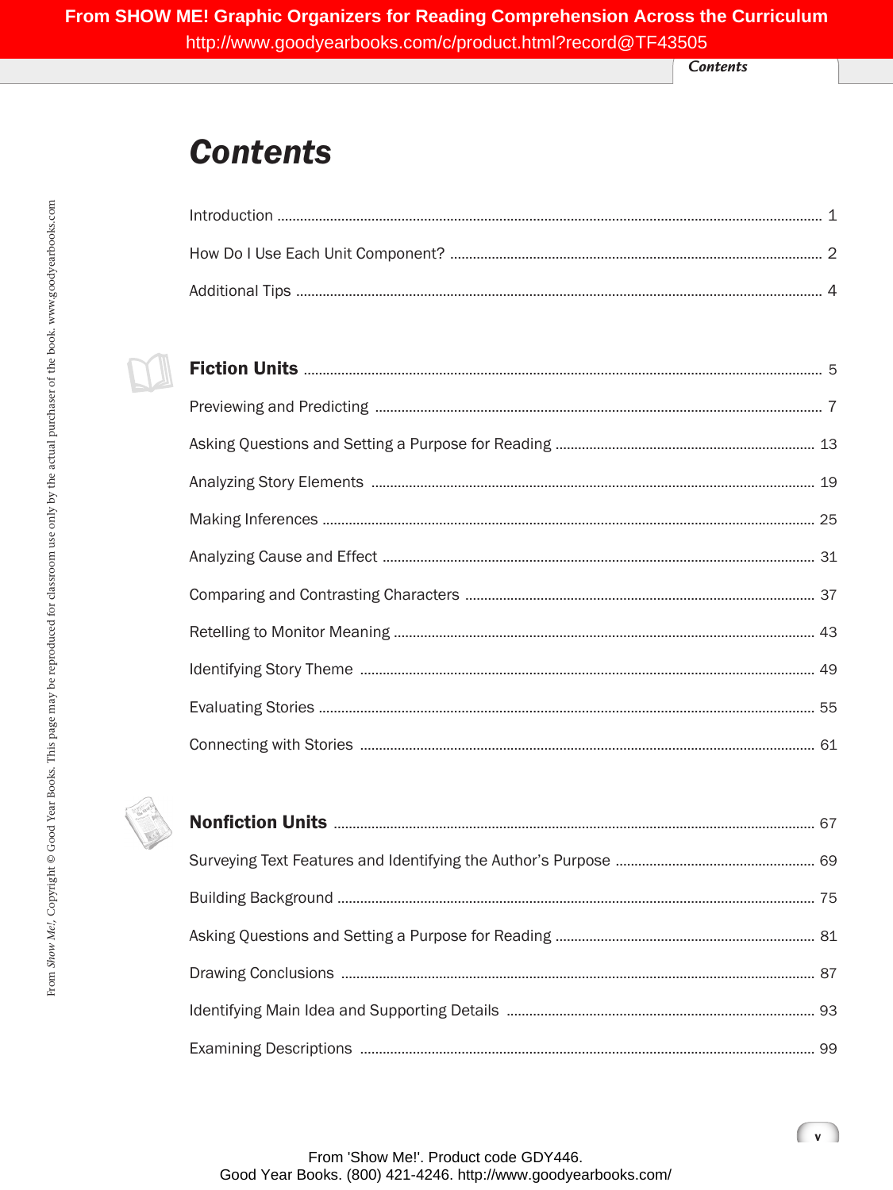# Contents

Introduction ........ 1

How Do I Use Each Unit Component? ........ 2

Additional Tips ........ 4

## Fiction Units ........ 5

Previewing and Predicting ........ 7

Asking Questions and Setting a Purpose for Reading ........ 13

Analyzing Story Elements ........ 19

Making Inferences ........ 25

Analyzing Cause and Effect ........ 31

Comparing and Contrasting Characters ........ 37

Retelling to Monitor Meaning ........ 43

Identifying Story Theme ........ 49

Evaluating Stories ........ 55

Connecting with Stories ........ 61

## Nonfiction Units ........ 67

Surveying Text Features and Identifying the Author's Purpose ........ 69

Building Background ........ 75

Asking Questions and Setting a Purpose for Reading ........ 81

Drawing Conclusions ........ 87

Identifying Main Idea and Supporting Details ........ 93

Examining Descriptions ........ 99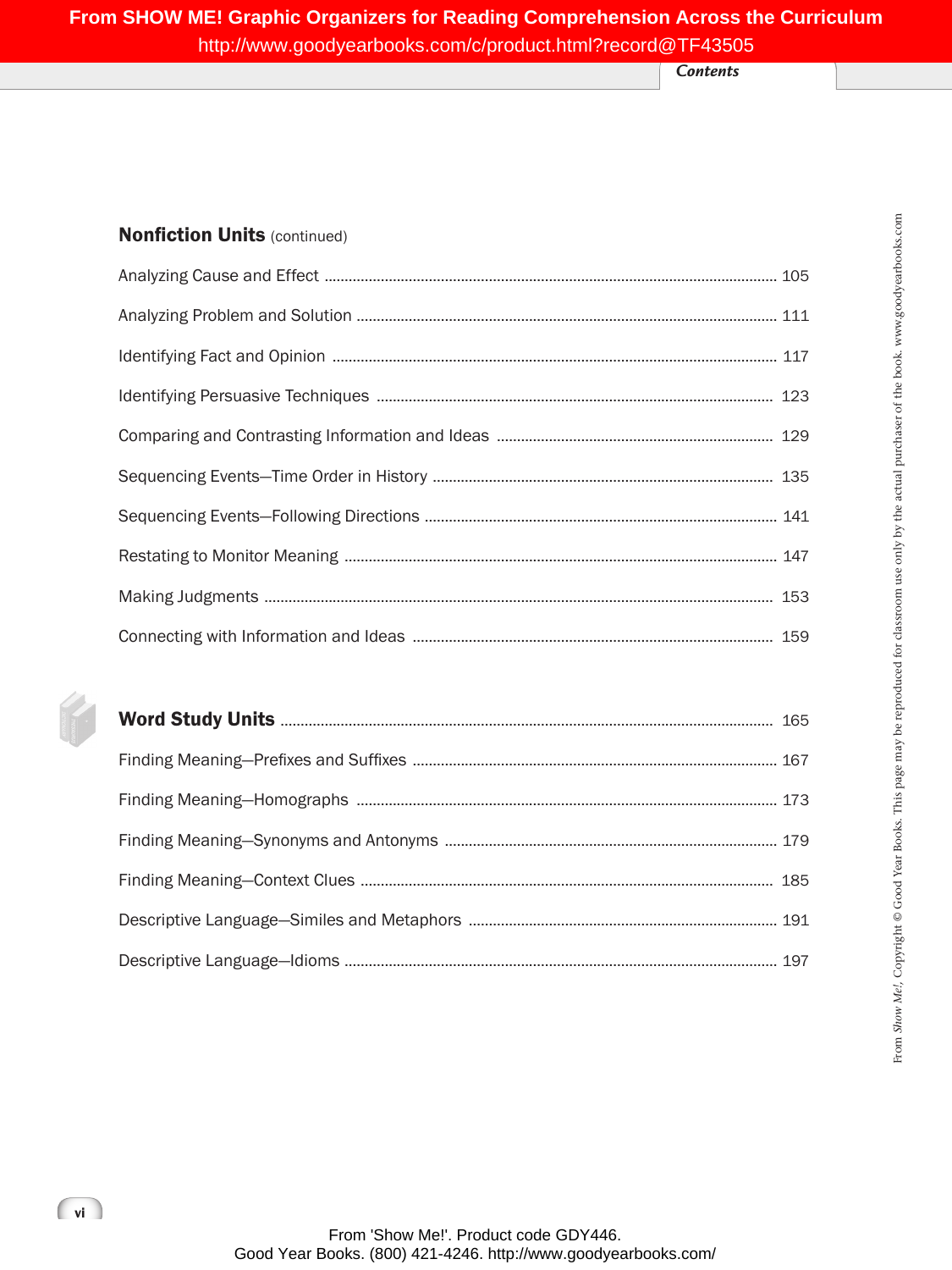## Nonfiction Units (continued)

| | |
|---|---|
| Analyzing Cause and Effect | 105 |
| Analyzing Problem and Solution | 111 |
| Identifying Fact and Opinion | 117 |
| Identifying Persuasive Techniques | 123 |
| Comparing and Contrasting Information and Ideas | 129 |
| Sequencing Events—Time Order in History | 135 |
| Sequencing Events—Following Directions | 141 |
| Restating to Monitor Meaning | 147 |
| Making Judgments | 153 |
| Connecting with Information and Ideas | 159 |

## Word Study Units ........ 165

| | |
|---|---|
| Finding Meaning—Prefixes and Suffixes | 167 |
| Finding Meaning—Homographs | 173 |
| Finding Meaning—Synonyms and Antonyms | 179 |
| Finding Meaning—Context Clues | 185 |
| Descriptive Language—Similes and Metaphors | 191 |
| Descriptive Language—Idioms | 197 |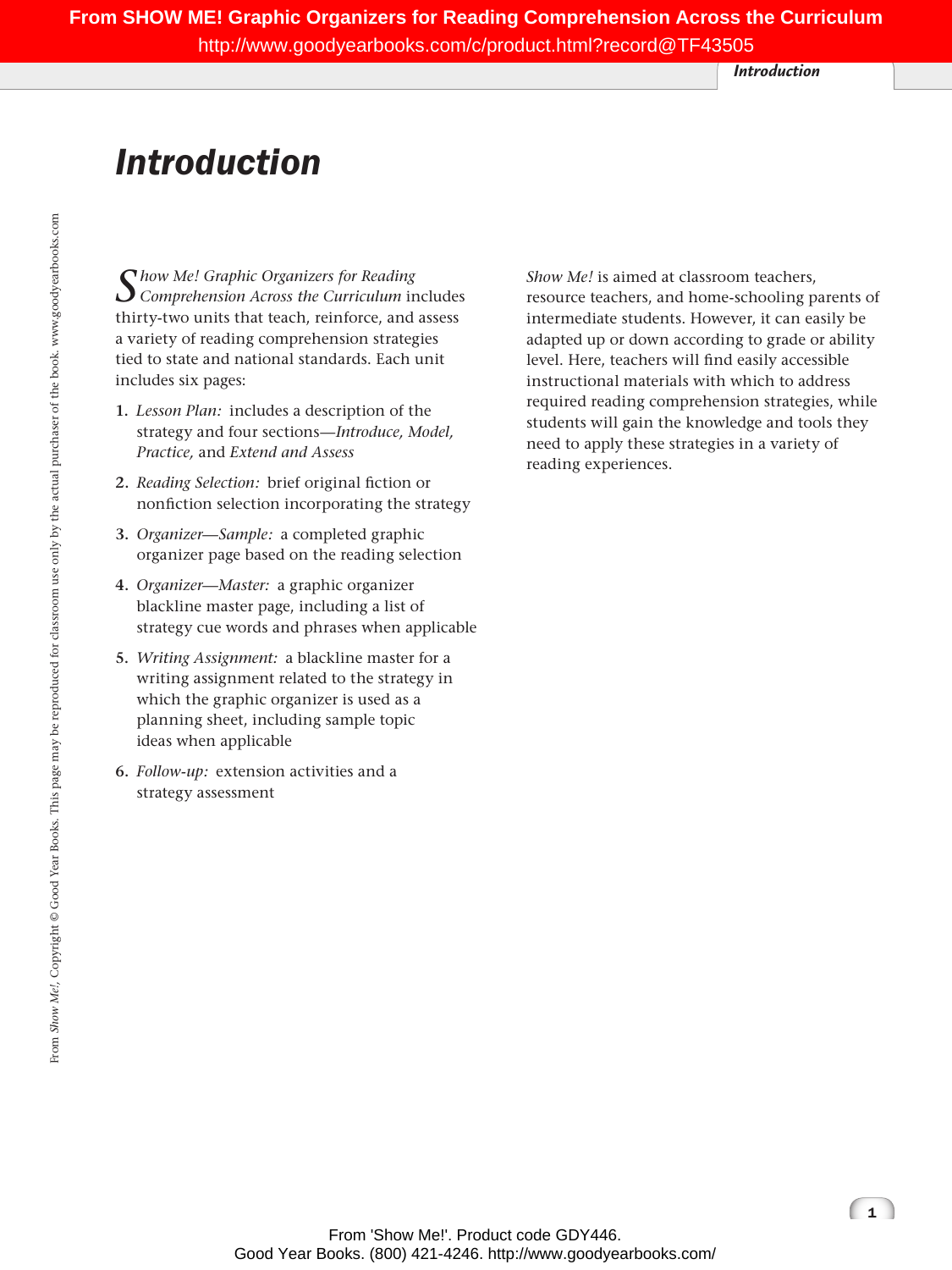# Introduction

*Show Me! Graphic Organizers for Reading Comprehension Across the Curriculum* includes thirty-two units that teach, reinforce, and assess a variety of reading comprehension strategies tied to state and national standards. Each unit includes six pages:

1. *Lesson Plan:* includes a description of the strategy and four sections—*Introduce, Model, Practice,* and *Extend and Assess*
2. *Reading Selection:* brief original fiction or nonfiction selection incorporating the strategy
3. *Organizer—Sample:* a completed graphic organizer page based on the reading selection
4. *Organizer—Master:* a graphic organizer blackline master page, including a list of strategy cue words and phrases when applicable
5. *Writing Assignment:* a blackline master for a writing assignment related to the strategy in which the graphic organizer is used as a planning sheet, including sample topic ideas when applicable
6. *Follow-up:* extension activities and a strategy assessment

*Show Me!* is aimed at classroom teachers, resource teachers, and home-schooling parents of intermediate students. However, it can easily be adapted up or down according to grade or ability level. Here, teachers will find easily accessible instructional materials with which to address required reading comprehension strategies, while students will gain the knowledge and tools they need to apply these strategies in a variety of reading experiences.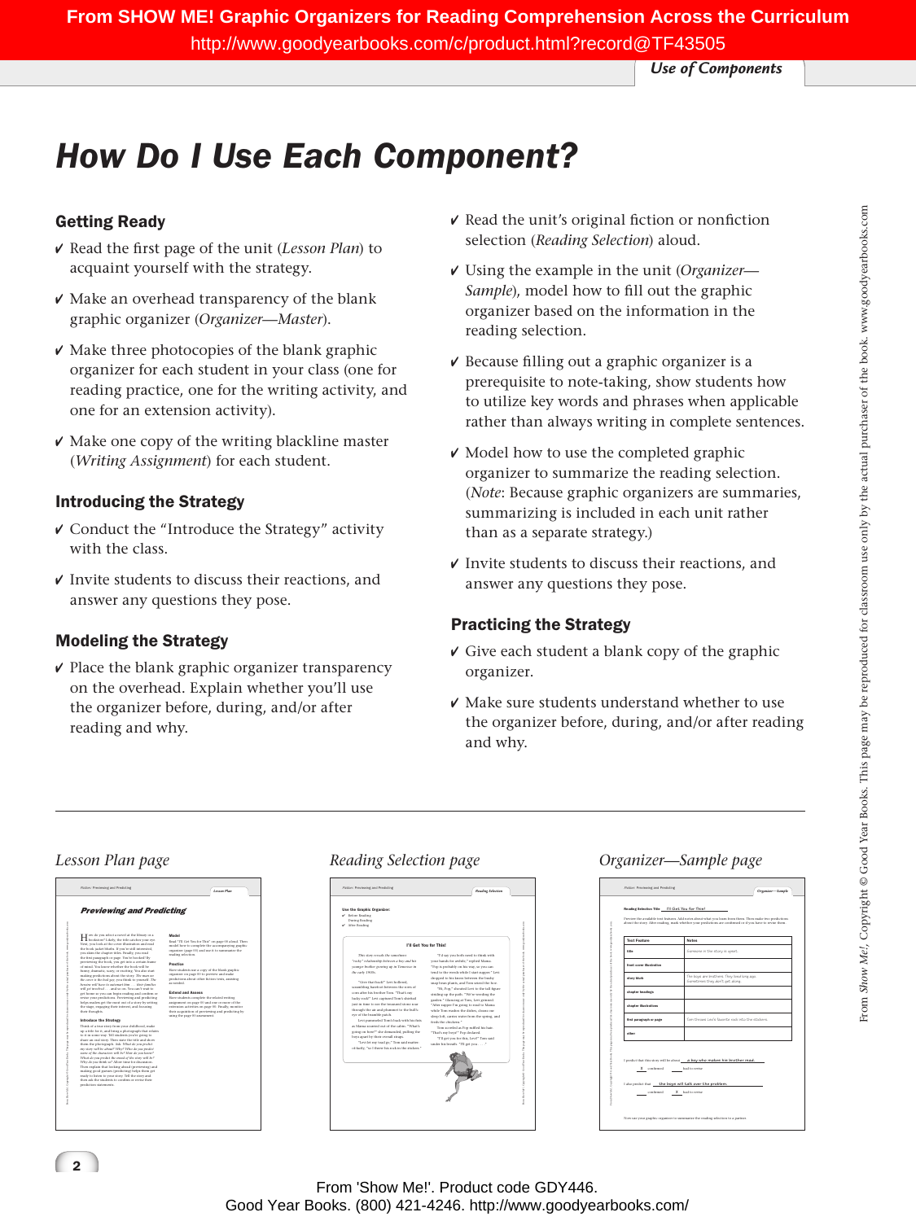# How Do I Use Each Component?

## Getting Ready

- ✔ Read the first page of the unit (*Lesson Plan*) to acquaint yourself with the strategy.
- ✔ Make an overhead transparency of the blank graphic organizer (*Organizer—Master*).
- ✔ Make three photocopies of the blank graphic organizer for each student in your class (one for reading practice, one for the writing activity, and one for an extension activity).
- ✔ Make one copy of the writing blackline master (*Writing Assignment*) for each student.

## Introducing the Strategy

- ✔ Conduct the "Introduce the Strategy" activity with the class.
- ✔ Invite students to discuss their reactions, and answer any questions they pose.

## Modeling the Strategy

- ✔ Place the blank graphic organizer transparency on the overhead. Explain whether you'll use the organizer before, during, and/or after reading and why.
- ✔ Read the unit's original fiction or nonfiction selection (*Reading Selection*) aloud.
- ✔ Using the example in the unit (*Organizer—Sample*), model how to fill out the graphic organizer based on the information in the reading selection.
- ✔ Because filling out a graphic organizer is a prerequisite to note-taking, show students how to utilize key words and phrases when applicable rather than always writing in complete sentences.
- ✔ Model how to use the completed graphic organizer to summarize the reading selection. (*Note*: Because graphic organizers are summaries, summarizing is included in each unit rather than as a separate strategy.)
- ✔ Invite students to discuss their reactions, and answer any questions they pose.

## Practicing the Strategy

- ✔ Give each student a blank copy of the graphic organizer.
- ✔ Make sure students understand whether to use the organizer before, during, and/or after reading and why.

---

*Lesson Plan page*

*Reading Selection page*

*Organizer—Sample page*

From *Show Me!*, Copyright © Good Year Books. This page may be reproduced for classroom use only by the actual purchaser of the book. www.goodyearbooks.com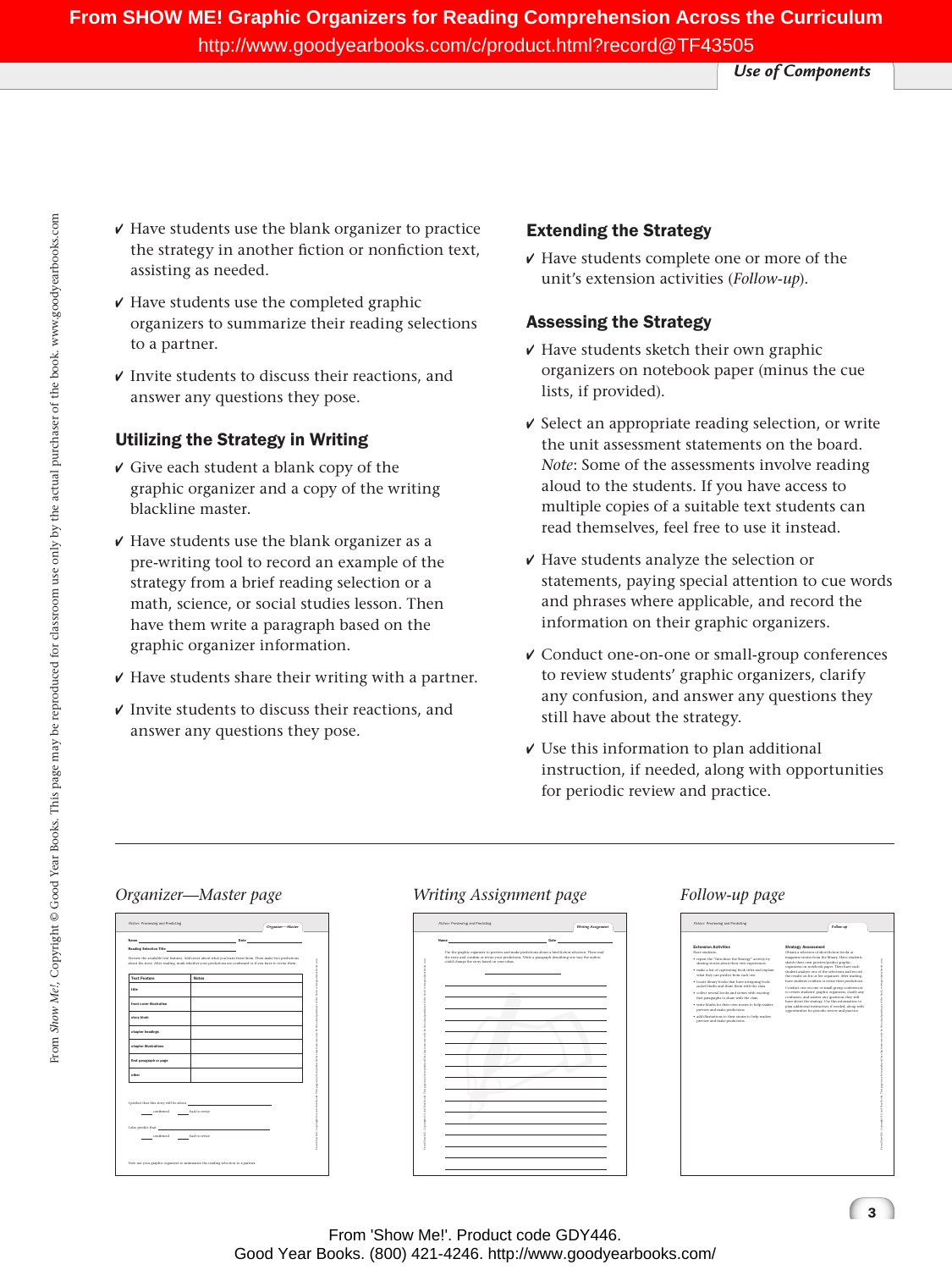- ✔ Have students use the blank organizer to practice the strategy in another fiction or nonfiction text, assisting as needed.
- ✔ Have students use the completed graphic organizers to summarize their reading selections to a partner.
- ✔ Invite students to discuss their reactions, and answer any questions they pose.

## Utilizing the Strategy in Writing

- ✔ Give each student a blank copy of the graphic organizer and a copy of the writing blackline master.
- ✔ Have students use the blank organizer as a pre-writing tool to record an example of the strategy from a brief reading selection or a math, science, or social studies lesson. Then have them write a paragraph based on the graphic organizer information.
- ✔ Have students share their writing with a partner.
- ✔ Invite students to discuss their reactions, and answer any questions they pose.

## Extending the Strategy

- ✔ Have students complete one or more of the unit's extension activities (*Follow-up*).

## Assessing the Strategy

- ✔ Have students sketch their own graphic organizers on notebook paper (minus the cue lists, if provided).
- ✔ Select an appropriate reading selection, or write the unit assessment statements on the board. *Note*: Some of the assessments involve reading aloud to the students. If you have access to multiple copies of a suitable text students can read themselves, feel free to use it instead.
- ✔ Have students analyze the selection or statements, paying special attention to cue words and phrases where applicable, and record the information on their graphic organizers.
- ✔ Conduct one-on-one or small-group conferences to review students' graphic organizers, clarify any confusion, and answer any questions they still have about the strategy.
- ✔ Use this information to plan additional instruction, if needed, along with opportunities for periodic review and practice.

*Organizer—Master page*

*Writing Assignment page*

*Follow-up page*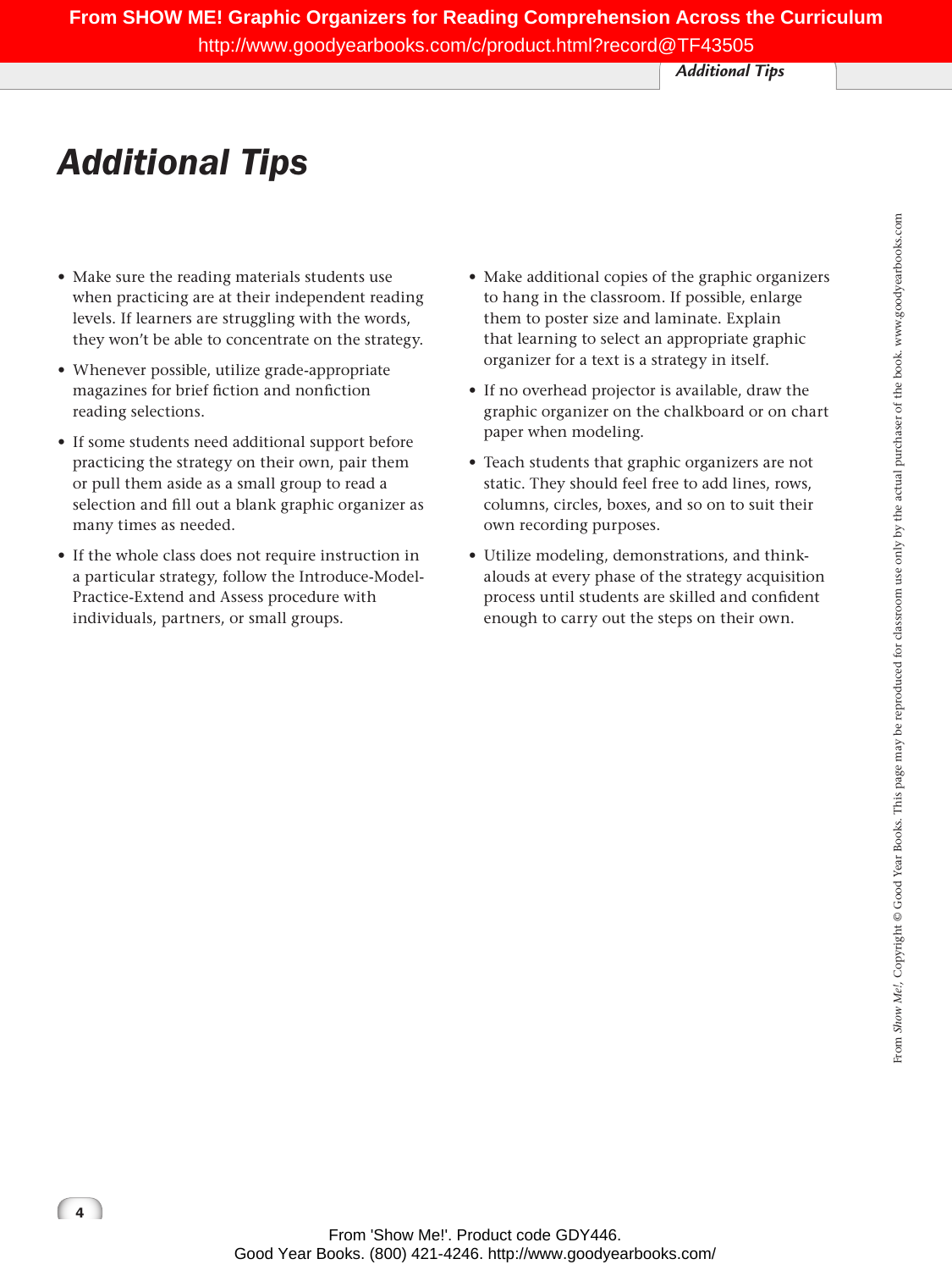# Additional Tips

- Make sure the reading materials students use when practicing are at their independent reading levels. If learners are struggling with the words, they won't be able to concentrate on the strategy.
- Whenever possible, utilize grade-appropriate magazines for brief fiction and nonfiction reading selections.
- If some students need additional support before practicing the strategy on their own, pair them or pull them aside as a small group to read a selection and fill out a blank graphic organizer as many times as needed.
- If the whole class does not require instruction in a particular strategy, follow the Introduce-Model-Practice-Extend and Assess procedure with individuals, partners, or small groups.
- Make additional copies of the graphic organizers to hang in the classroom. If possible, enlarge them to poster size and laminate. Explain that learning to select an appropriate graphic organizer for a text is a strategy in itself.
- If no overhead projector is available, draw the graphic organizer on the chalkboard or on chart paper when modeling.
- Teach students that graphic organizers are not static. They should feel free to add lines, rows, columns, circles, boxes, and so on to suit their own recording purposes.
- Utilize modeling, demonstrations, and think-alouds at every phase of the strategy acquisition process until students are skilled and confident enough to carry out the steps on their own.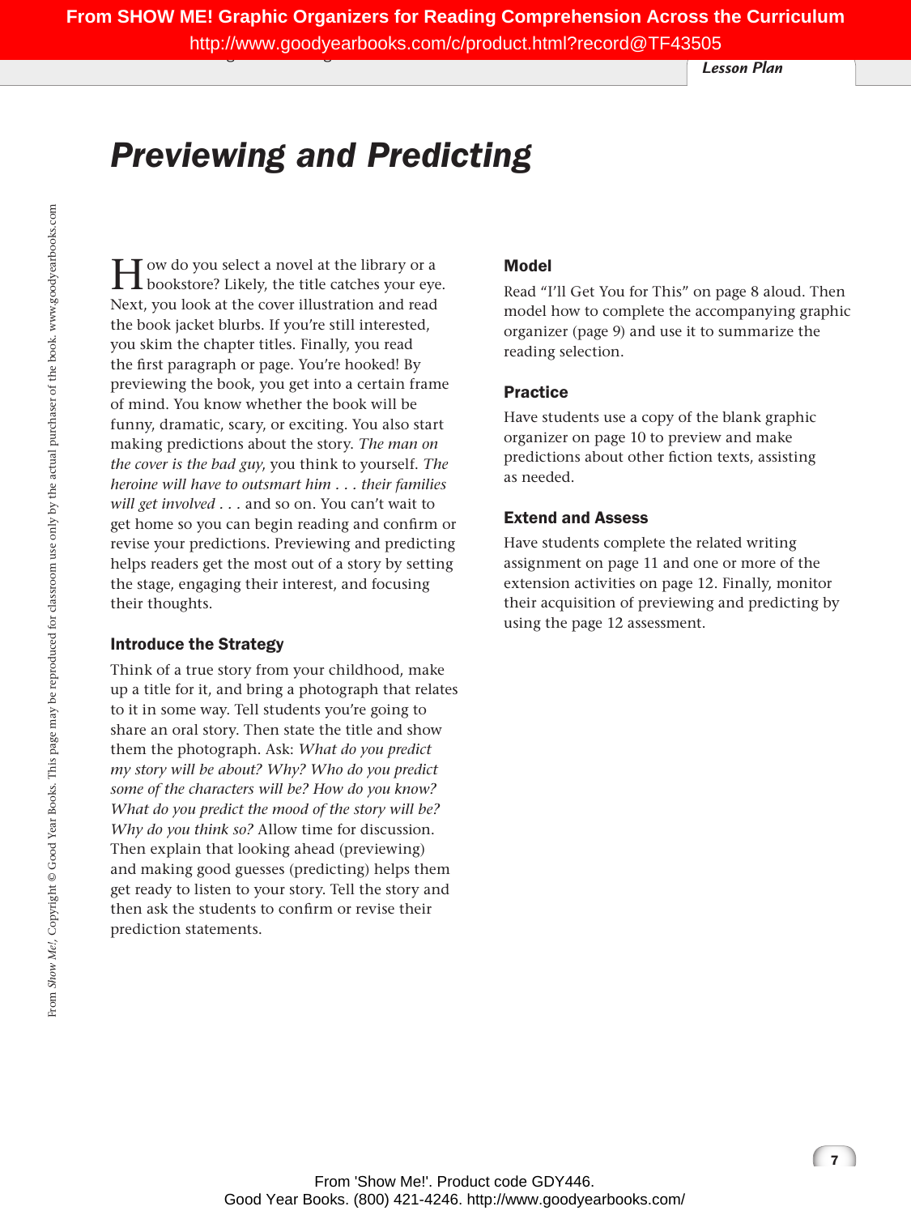# Previewing and Predicting

How do you select a novel at the library or a bookstore? Likely, the title catches your eye. Next, you look at the cover illustration and read the book jacket blurbs. If you're still interested, you skim the chapter titles. Finally, you read the first paragraph or page. You're hooked! By previewing the book, you get into a certain frame of mind. You know whether the book will be funny, dramatic, scary, or exciting. You also start making predictions about the story. *The man on the cover is the bad guy*, you think to yourself. *The heroine will have to outsmart him . . . their families will get involved* . . . and so on. You can't wait to get home so you can begin reading and confirm or revise your predictions. Previewing and predicting helps readers get the most out of a story by setting the stage, engaging their interest, and focusing their thoughts.

### Introduce the Strategy

Think of a true story from your childhood, make up a title for it, and bring a photograph that relates to it in some way. Tell students you're going to share an oral story. Then state the title and show them the photograph. Ask: *What do you predict my story will be about? Why? Who do you predict some of the characters will be? How do you know? What do you predict the mood of the story will be? Why do you think so?* Allow time for discussion. Then explain that looking ahead (previewing) and making good guesses (predicting) helps them get ready to listen to your story. Tell the story and then ask the students to confirm or revise their prediction statements.

### Model

Read "I'll Get You for This" on page 8 aloud. Then model how to complete the accompanying graphic organizer (page 9) and use it to summarize the reading selection.

### Practice

Have students use a copy of the blank graphic organizer on page 10 to preview and make predictions about other fiction texts, assisting as needed.

### Extend and Assess

Have students complete the related writing assignment on page 11 and one or more of the extension activities on page 12. Finally, monitor their acquisition of previewing and predicting by using the page 12 assessment.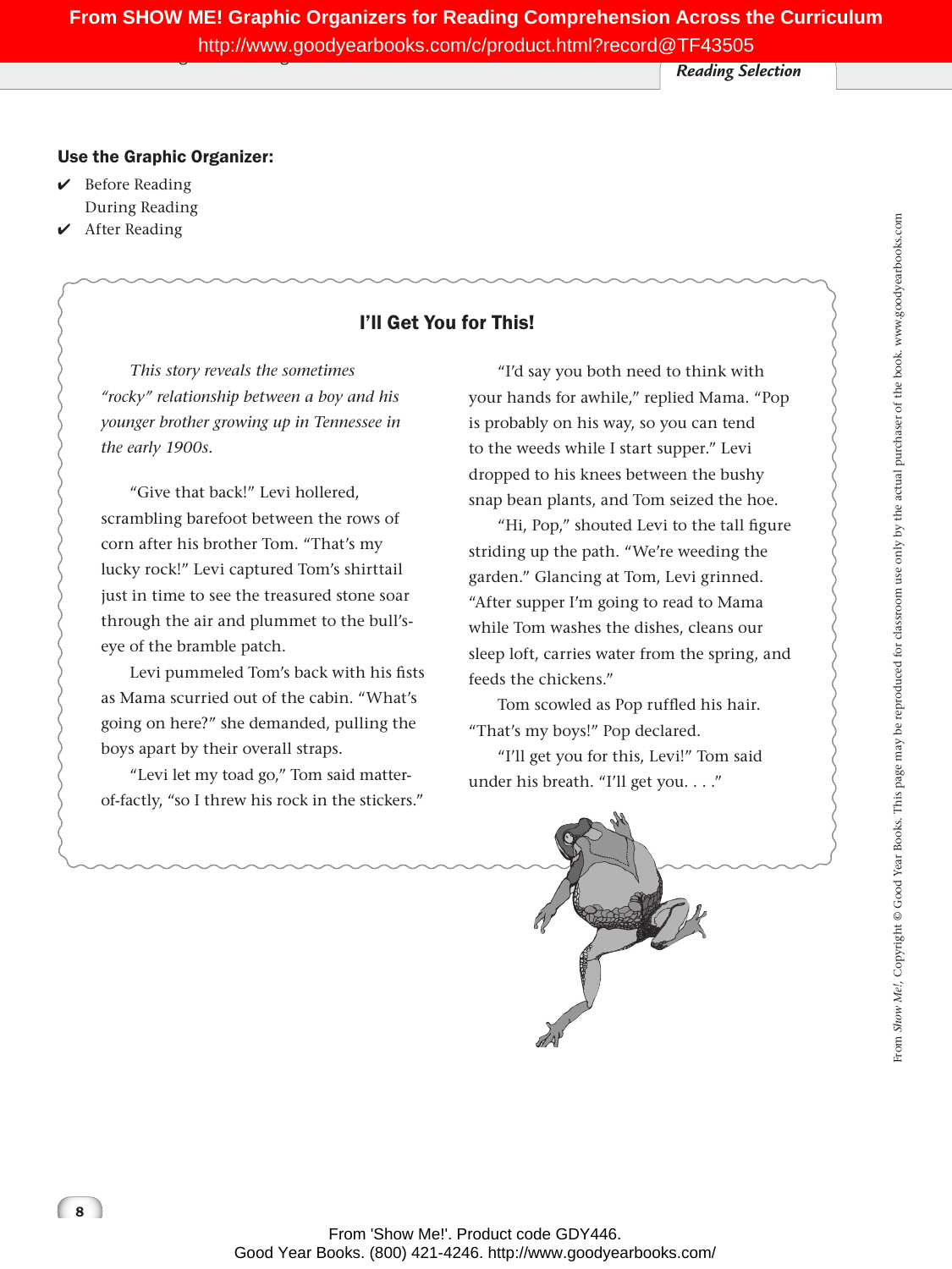**Use the Graphic Organizer:**

- ✔ Before Reading
- During Reading
- ✔ After Reading

## I'll Get You for This!

*This story reveals the sometimes "rocky" relationship between a boy and his younger brother growing up in Tennessee in the early 1900s.*

"Give that back!" Levi hollered, scrambling barefoot between the rows of corn after his brother Tom. "That's my lucky rock!" Levi captured Tom's shirttail just in time to see the treasured stone soar through the air and plummet to the bull's-eye of the bramble patch.

Levi pummeled Tom's back with his fists as Mama scurried out of the cabin. "What's going on here?" she demanded, pulling the boys apart by their overall straps.

"Levi let my toad go," Tom said matter-of-factly, "so I threw his rock in the stickers."

"I'd say you both need to think with your hands for awhile," replied Mama. "Pop is probably on his way, so you can tend to the weeds while I start supper." Levi dropped to his knees between the bushy snap bean plants, and Tom seized the hoe.

"Hi, Pop," shouted Levi to the tall figure striding up the path. "We're weeding the garden." Glancing at Tom, Levi grinned. "After supper I'm going to read to Mama while Tom washes the dishes, cleans our sleep loft, carries water from the spring, and feeds the chickens."

Tom scowled as Pop ruffled his hair. "That's my boys!" Pop declared.

"I'll get you for this, Levi!" Tom said under his breath. "I'll get you. . . ."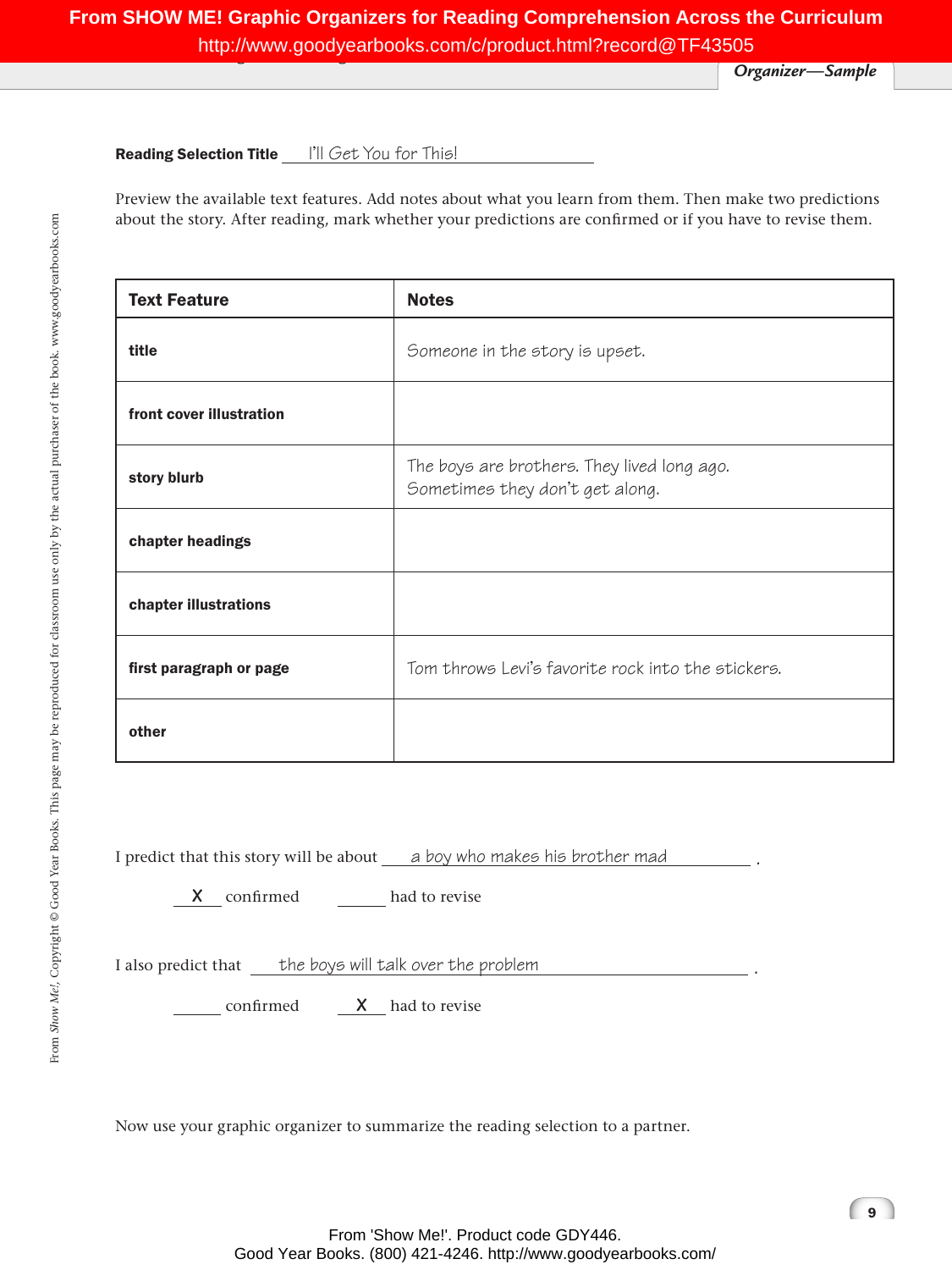**Reading Selection Title** I'll Get You for This!

Preview the available text features. Add notes about what you learn from them. Then make two predictions about the story. After reading, mark whether your predictions are confirmed or if you have to revise them.

| Text Feature | Notes |
|---|---|
| **title** | Someone in the story is upset. |
| **front cover illustration** | |
| **story blurb** | The boys are brothers. They lived long ago. Sometimes they don't get along. |
| **chapter headings** | |
| **chapter illustrations** | |
| **first paragraph or page** | Tom throws Levi's favorite rock into the stickers. |
| **other** | |

I predict that this story will be about a boy who makes his brother mad.

X confirmed ______ had to revise

I also predict that the boys will talk over the problem.

______ confirmed X had to revise

Now use your graphic organizer to summarize the reading selection to a partner.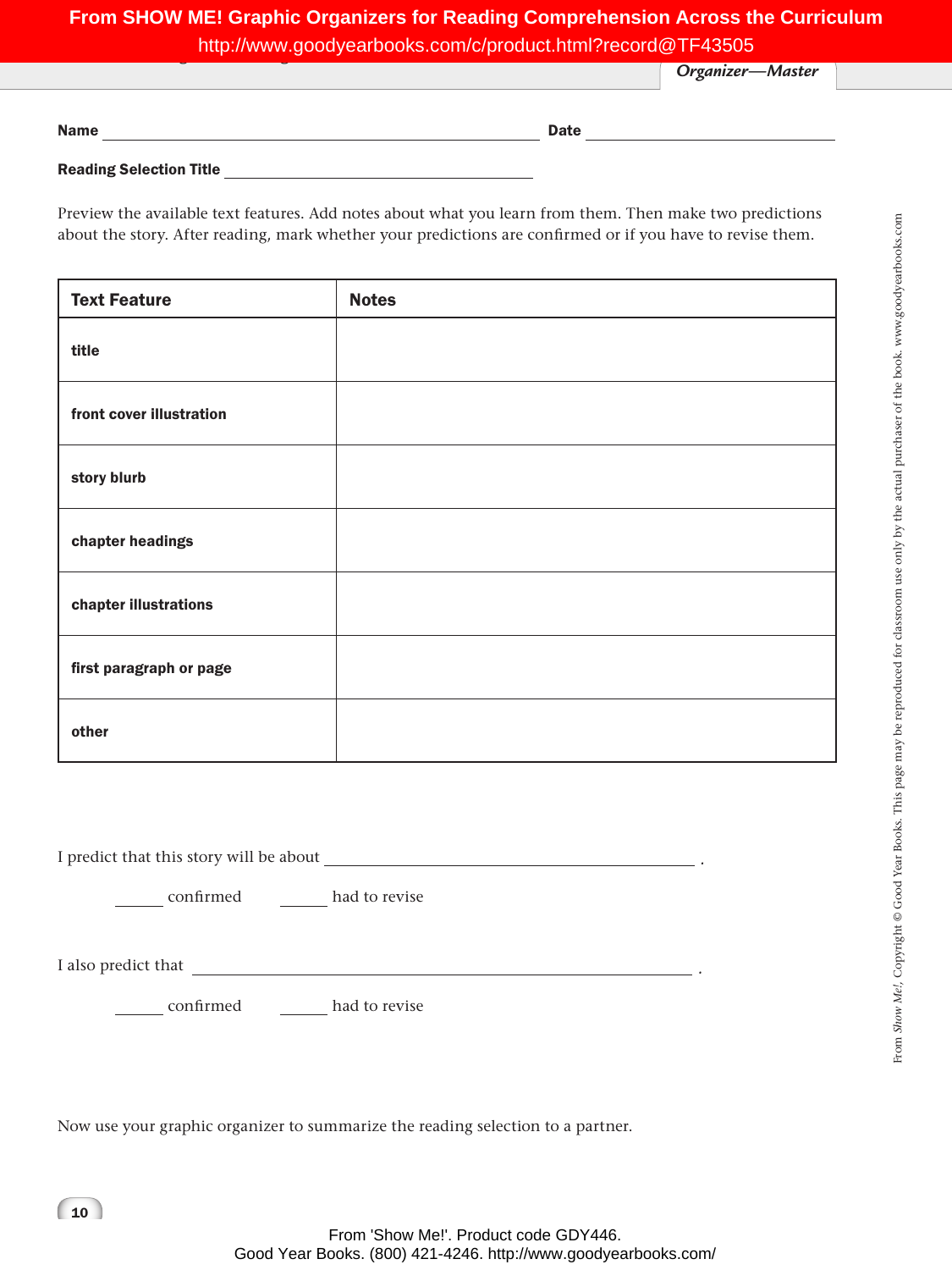Name ______________________________________ Date ____________________

Reading Selection Title ______________________________

Preview the available text features. Add notes about what you learn from them. Then make two predictions about the story. After reading, mark whether your predictions are confirmed or if you have to revise them.

| Text Feature | Notes |
| --- | --- |
| title | |
| front cover illustration | |
| story blurb | |
| chapter headings | |
| chapter illustrations | |
| first paragraph or page | |
| other | |

I predict that this story will be about ______________________________________ .

______ confirmed ______ had to revise

I also predict that ______________________________________ .

______ confirmed ______ had to revise

Now use your graphic organizer to summarize the reading selection to a partner.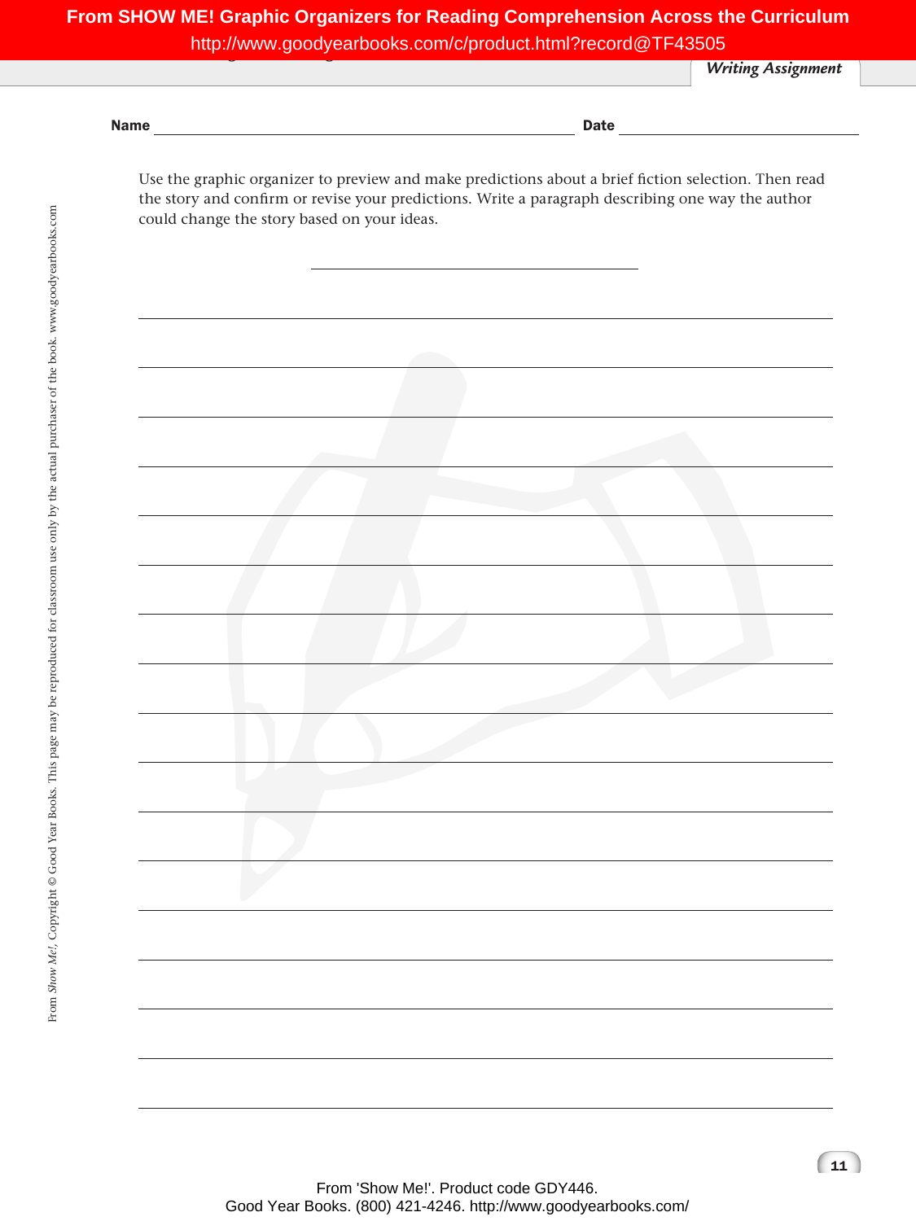## Writing Assignment

**Name** ______________________________ **Date** ____________________

Use the graphic organizer to preview and make predictions about a brief fiction selection. Then read the story and confirm or revise your predictions. Write a paragraph describing one way the author could change the story based on your ideas.

____________________________________

______________________________________________________________________

______________________________________________________________________

______________________________________________________________________

______________________________________________________________________

______________________________________________________________________

______________________________________________________________________

______________________________________________________________________

______________________________________________________________________

______________________________________________________________________

______________________________________________________________________

______________________________________________________________________

______________________________________________________________________

______________________________________________________________________

______________________________________________________________________

______________________________________________________________________

______________________________________________________________________

______________________________________________________________________

From *Show Me!*, Copyright © Good Year Books. This page may be reproduced for classroom use only by the actual purchaser of the book. www.goodyearbooks.com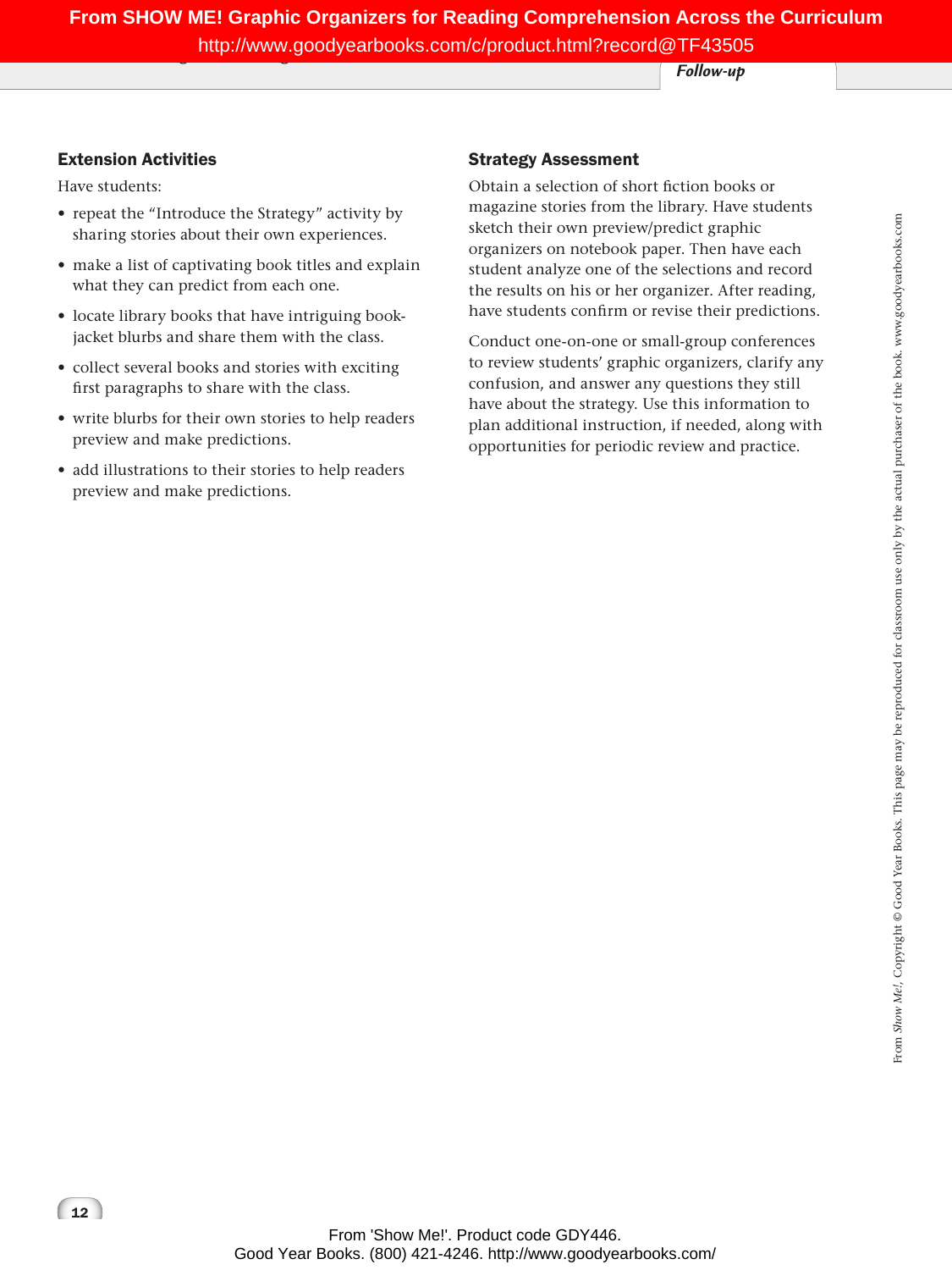## Extension Activities

Have students:

- repeat the "Introduce the Strategy" activity by sharing stories about their own experiences.
- make a list of captivating book titles and explain what they can predict from each one.
- locate library books that have intriguing book-jacket blurbs and share them with the class.
- collect several books and stories with exciting first paragraphs to share with the class.
- write blurbs for their own stories to help readers preview and make predictions.
- add illustrations to their stories to help readers preview and make predictions.

## Strategy Assessment

Obtain a selection of short fiction books or magazine stories from the library. Have students sketch their own preview/predict graphic organizers on notebook paper. Then have each student analyze one of the selections and record the results on his or her organizer. After reading, have students confirm or revise their predictions.

Conduct one-on-one or small-group conferences to review students' graphic organizers, clarify any confusion, and answer any questions they still have about the strategy. Use this information to plan additional instruction, if needed, along with opportunities for periodic review and practice.